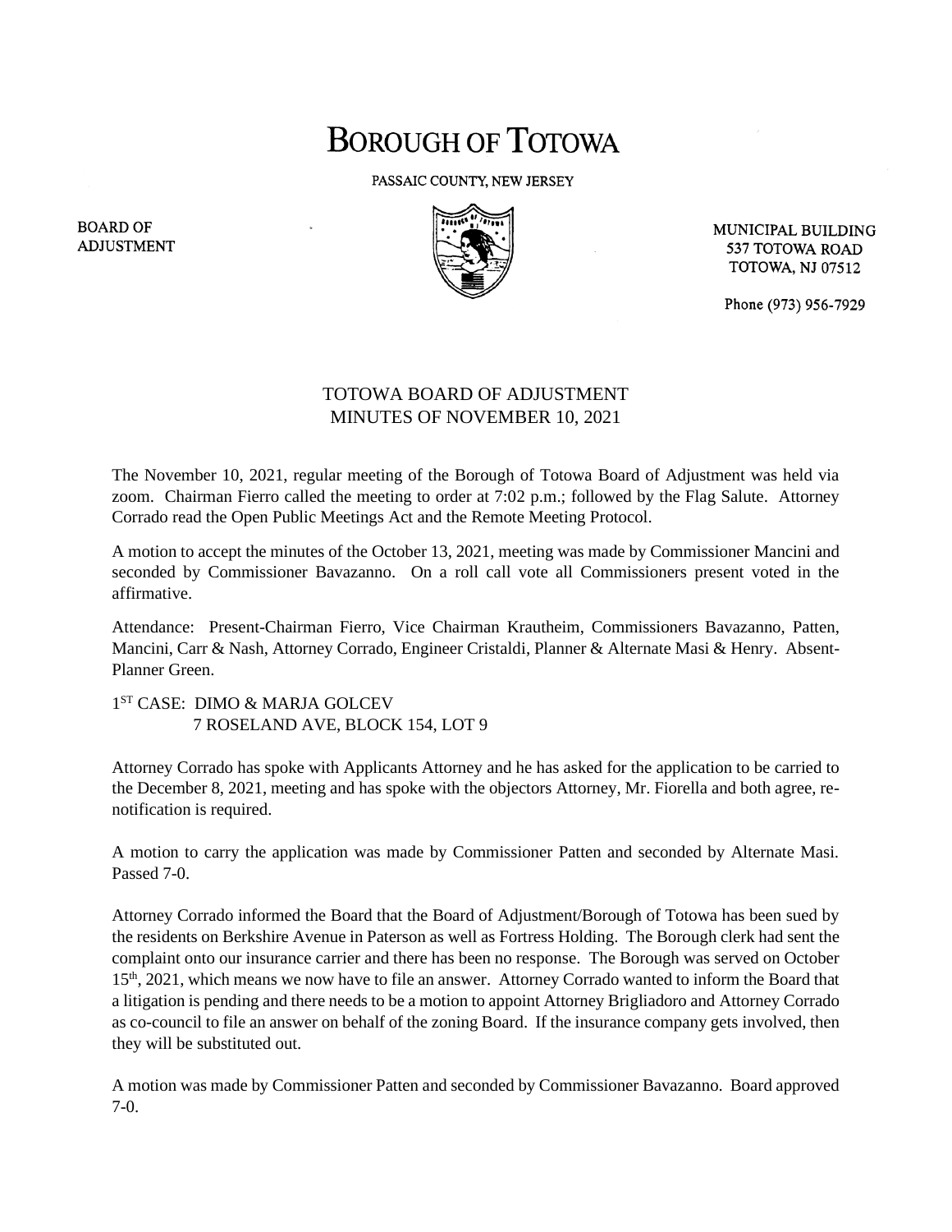# BOROUGH OF TOTOWA

PASSAIC COUNTY, NEW JERSEY

BOARD OF ADJUSTMENT

MUNICIPAL BUILDING
537 TOTOWA ROAD
TOTOWA, NJ 07512

Phone (973) 956-7929

## TOTOWA BOARD OF ADJUSTMENT
## MINUTES OF NOVEMBER 10, 2021

The November 10, 2021, regular meeting of the Borough of Totowa Board of Adjustment was held via zoom. Chairman Fierro called the meeting to order at 7:02 p.m.; followed by the Flag Salute. Attorney Corrado read the Open Public Meetings Act and the Remote Meeting Protocol.

A motion to accept the minutes of the October 13, 2021, meeting was made by Commissioner Mancini and seconded by Commissioner Bavazanno. On a roll call vote all Commissioners present voted in the affirmative.

Attendance: Present-Chairman Fierro, Vice Chairman Krautheim, Commissioners Bavazanno, Patten, Mancini, Carr & Nash, Attorney Corrado, Engineer Cristaldi, Planner & Alternate Masi & Henry. Absent-Planner Green.

1ST CASE: DIMO & MARJA GOLCEV
7 ROSELAND AVE, BLOCK 154, LOT 9

Attorney Corrado has spoke with Applicants Attorney and he has asked for the application to be carried to the December 8, 2021, meeting and has spoke with the objectors Attorney, Mr. Fiorella and both agree, re-notification is required.

A motion to carry the application was made by Commissioner Patten and seconded by Alternate Masi. Passed 7-0.

Attorney Corrado informed the Board that the Board of Adjustment/Borough of Totowa has been sued by the residents on Berkshire Avenue in Paterson as well as Fortress Holding. The Borough clerk had sent the complaint onto our insurance carrier and there has been no response. The Borough was served on October 15th, 2021, which means we now have to file an answer. Attorney Corrado wanted to inform the Board that a litigation is pending and there needs to be a motion to appoint Attorney Brigliadoro and Attorney Corrado as co-council to file an answer on behalf of the zoning Board. If the insurance company gets involved, then they will be substituted out.

A motion was made by Commissioner Patten and seconded by Commissioner Bavazanno. Board approved 7-0.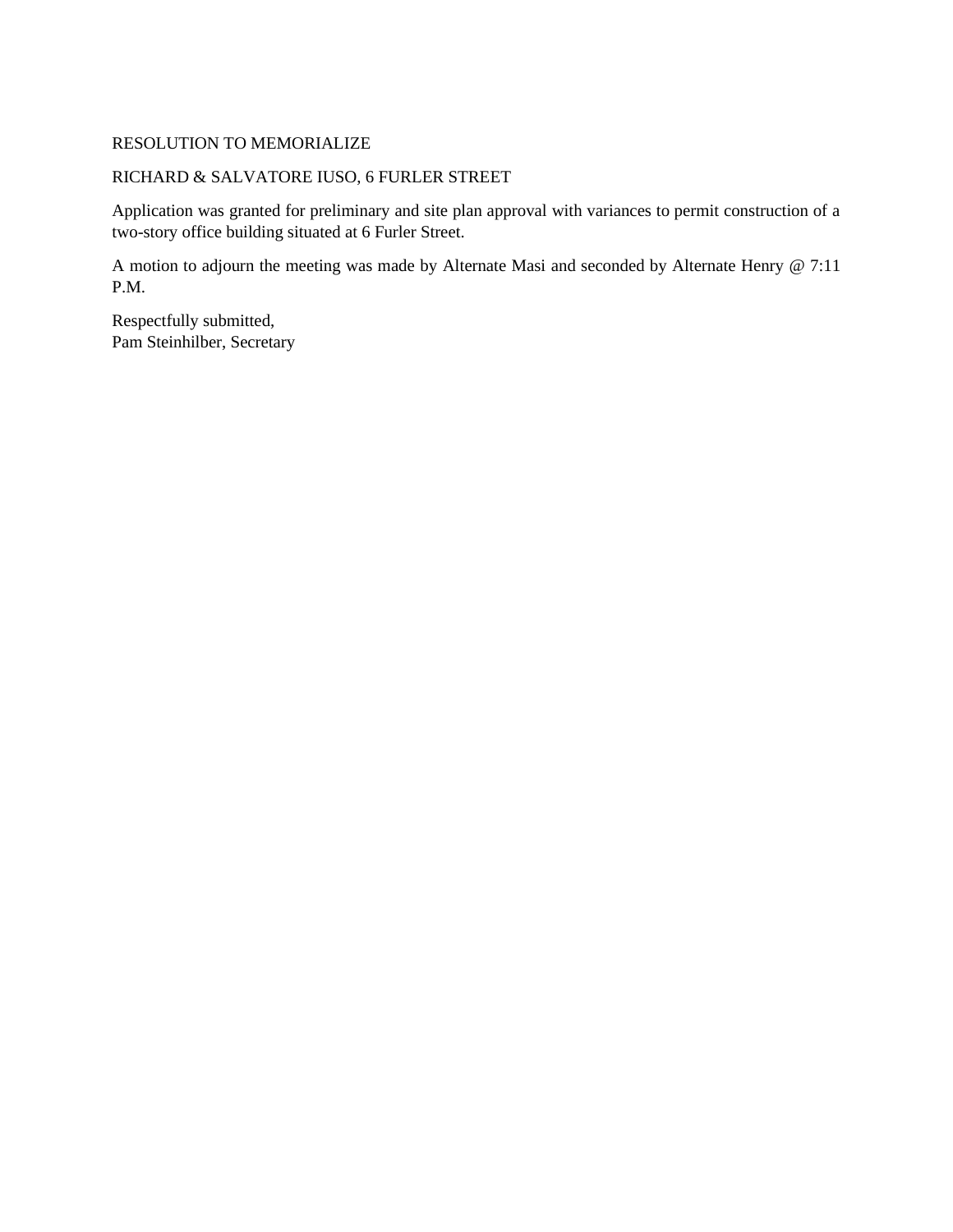RESOLUTION TO MEMORIALIZE

RICHARD & SALVATORE IUSO, 6 FURLER STREET

Application was granted for preliminary and site plan approval with variances to permit construction of a two-story office building situated at 6 Furler Street.

A motion to adjourn the meeting was made by Alternate Masi and seconded by Alternate Henry @ 7:11 P.M.

Respectfully submitted,  
Pam Steinhilber, Secretary